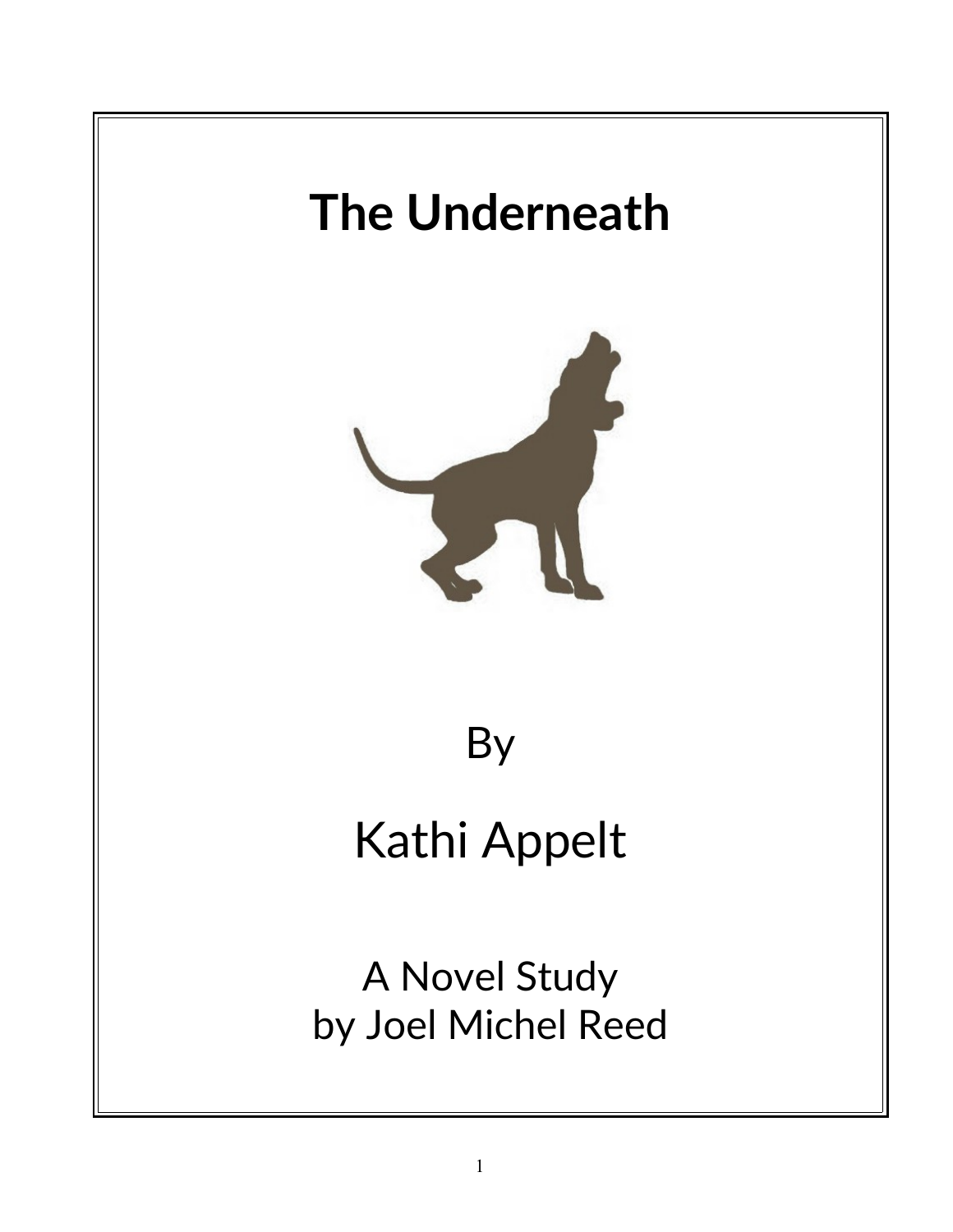# The Underneath

By

Kathi Appelt

A Novel Study
by Joel Michel Reed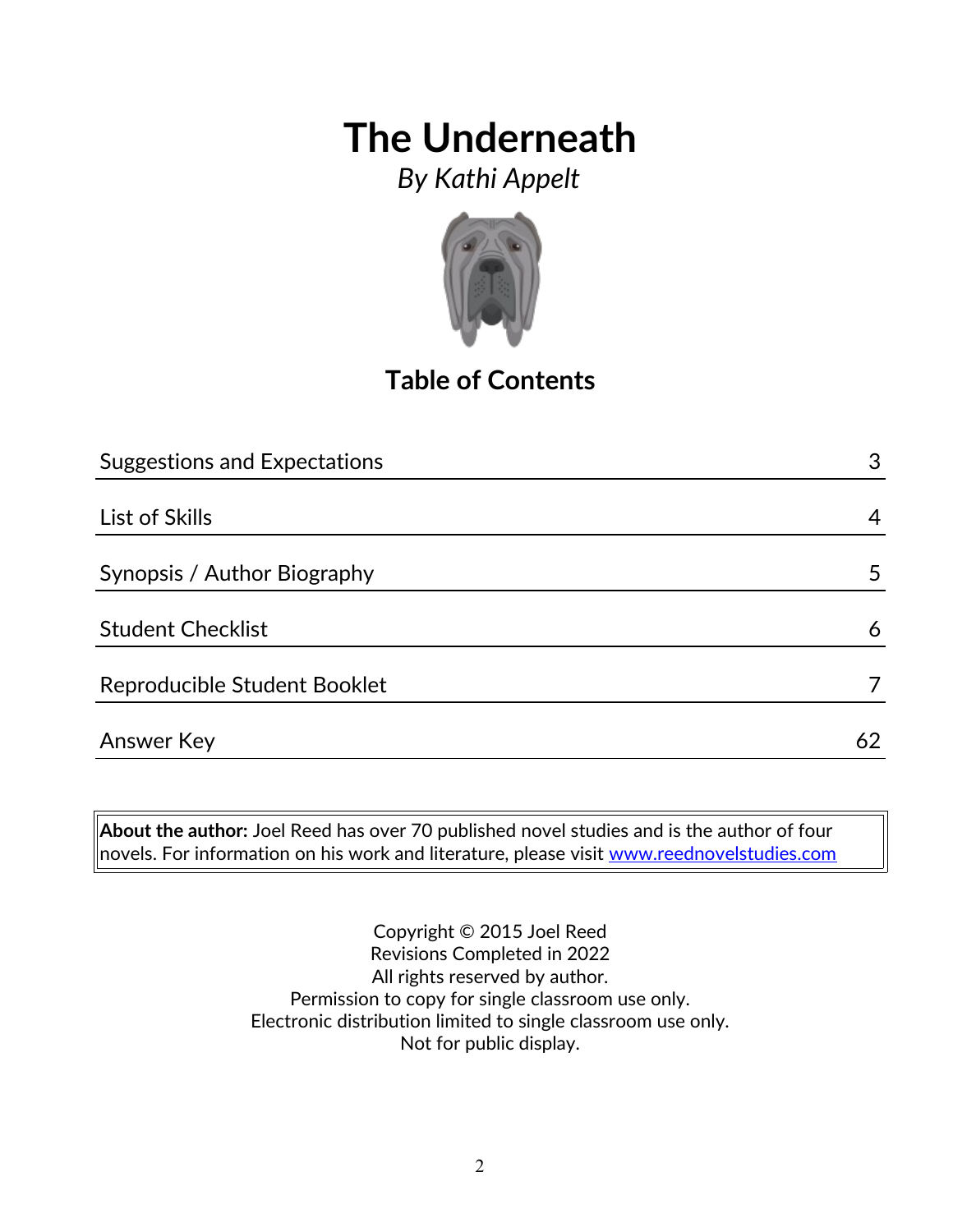# The Underneath

*By Kathi Appelt*

## Table of Contents

| | |
|---|---|
| Suggestions and Expectations | 3 |
| List of Skills | 4 |
| Synopsis / Author Biography | 5 |
| Student Checklist | 6 |
| Reproducible Student Booklet | 7 |
| Answer Key | 62 |

**About the author:** Joel Reed has over 70 published novel studies and is the author of four novels. For information on his work and literature, please visit www.reednovelstudies.com

Copyright © 2015 Joel Reed
Revisions Completed in 2022
All rights reserved by author.
Permission to copy for single classroom use only.
Electronic distribution limited to single classroom use only.
Not for public display.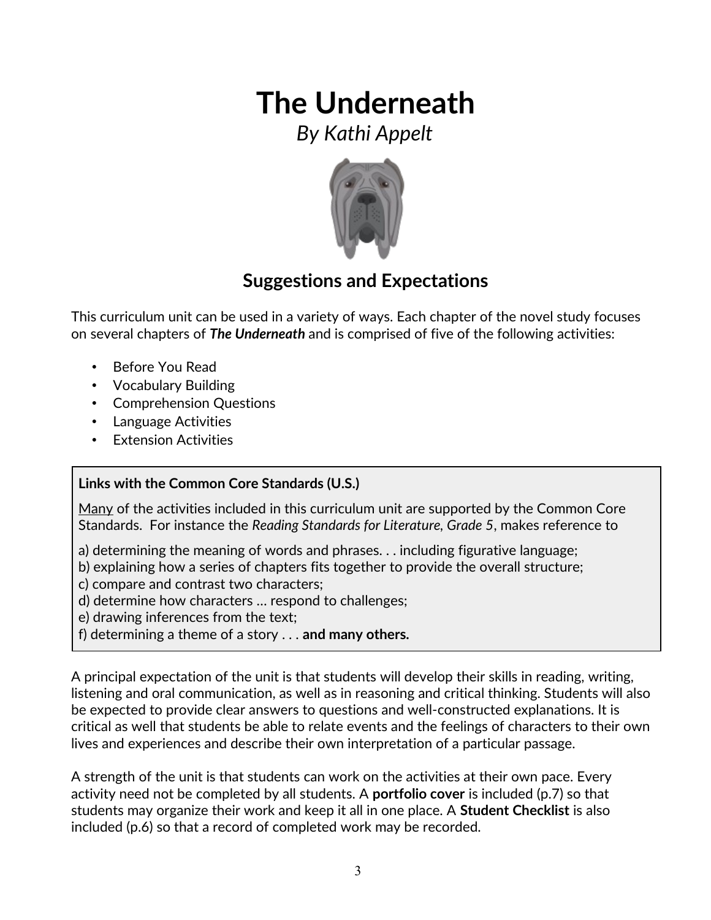# The Underneath

*By Kathi Appelt*

## Suggestions and Expectations

This curriculum unit can be used in a variety of ways. Each chapter of the novel study focuses on several chapters of ***The Underneath*** and is comprised of five of the following activities:

- Before You Read
- Vocabulary Building
- Comprehension Questions
- Language Activities
- Extension Activities

**Links with the Common Core Standards (U.S.)**

Many of the activities included in this curriculum unit are supported by the Common Core Standards. For instance the *Reading Standards for Literature, Grade 5*, makes reference to

a) determining the meaning of words and phrases. . . including figurative language;
b) explaining how a series of chapters fits together to provide the overall structure;
c) compare and contrast two characters;
d) determine how characters … respond to challenges;
e) drawing inferences from the text;
f) determining a theme of a story . . . **and many others.**

A principal expectation of the unit is that students will develop their skills in reading, writing, listening and oral communication, as well as in reasoning and critical thinking. Students will also be expected to provide clear answers to questions and well-constructed explanations. It is critical as well that students be able to relate events and the feelings of characters to their own lives and experiences and describe their own interpretation of a particular passage.

A strength of the unit is that students can work on the activities at their own pace. Every activity need not be completed by all students. A **portfolio cover** is included (p.7) so that students may organize their work and keep it all in one place. A **Student Checklist** is also included (p.6) so that a record of completed work may be recorded.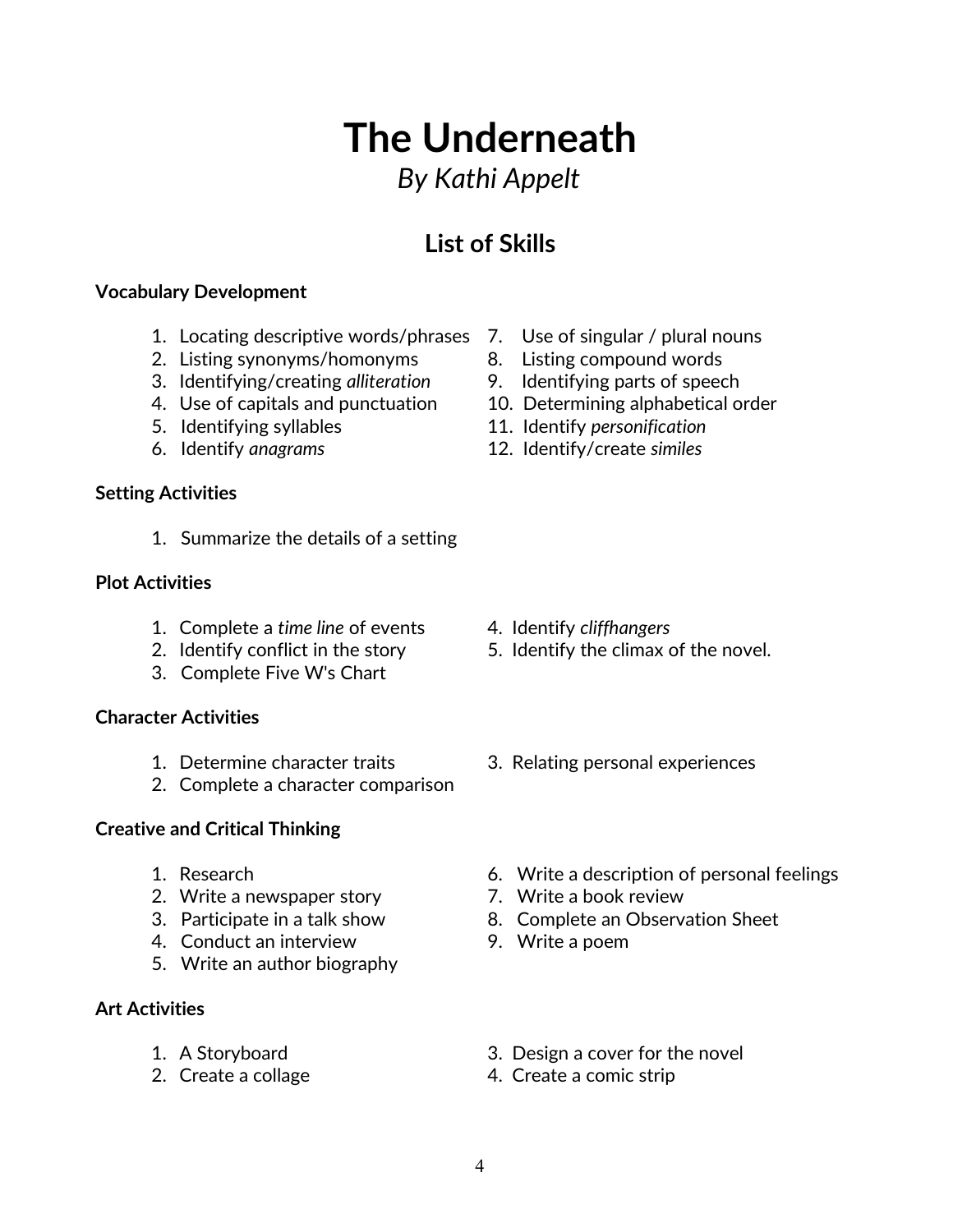# The Underneath

*By Kathi Appelt*

## List of Skills

**Vocabulary Development**

1. Locating descriptive words/phrases
2. Listing synonyms/homonyms
3. Identifying/creating *alliteration*
4. Use of capitals and punctuation
5. Identifying syllables
6. Identify *anagrams*
7. Use of singular / plural nouns
8. Listing compound words
9. Identifying parts of speech
10. Determining alphabetical order
11. Identify *personification*
12. Identify/create *similes*

**Setting Activities**

1. Summarize the details of a setting

**Plot Activities**

1. Complete a *time line* of events
2. Identify conflict in the story
3. Complete Five W's Chart
4. Identify *cliffhangers*
5. Identify the climax of the novel.

**Character Activities**

1. Determine character traits
2. Complete a character comparison
3. Relating personal experiences

**Creative and Critical Thinking**

1. Research
2. Write a newspaper story
3. Participate in a talk show
4. Conduct an interview
5. Write an author biography
6. Write a description of personal feelings
7. Write a book review
8. Complete an Observation Sheet
9. Write a poem

**Art Activities**

1. A Storyboard
2. Create a collage
3. Design a cover for the novel
4. Create a comic strip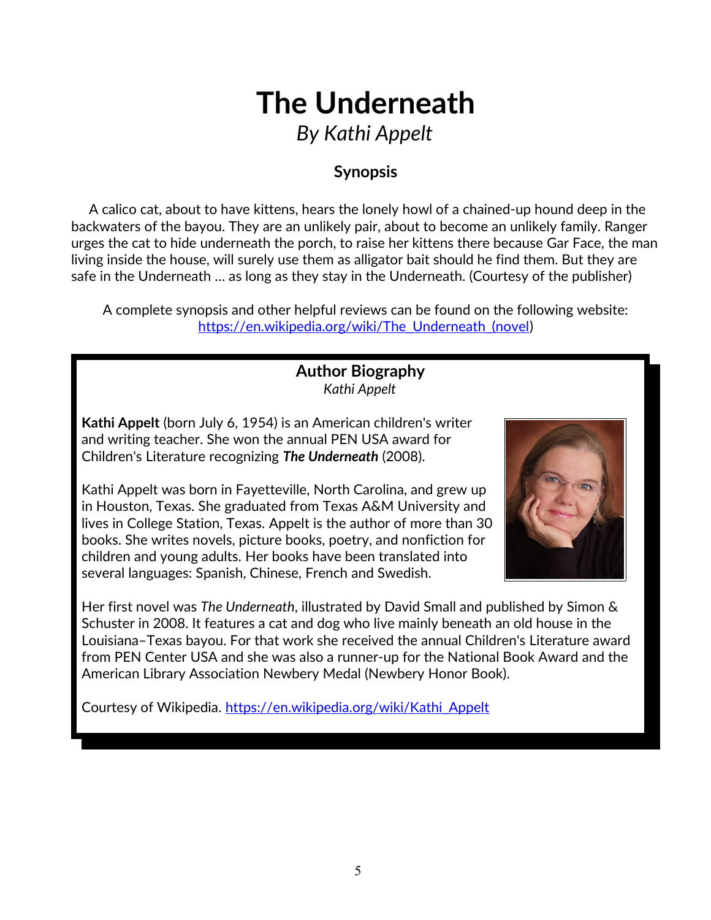# The Underneath

*By Kathi Appelt*

### Synopsis

A calico cat, about to have kittens, hears the lonely howl of a chained-up hound deep in the backwaters of the bayou. They are an unlikely pair, about to become an unlikely family. Ranger urges the cat to hide underneath the porch, to raise her kittens there because Gar Face, the man living inside the house, will surely use them as alligator bait should he find them. But they are safe in the Underneath … as long as they stay in the Underneath. (Courtesy of the publisher)

A complete synopsis and other helpful reviews can be found on the following website: [https://en.wikipedia.org/wiki/The_Underneath_(novel)](https://en.wikipedia.org/wiki/The_Underneath_(novel))

### Author Biography

*Kathi Appelt*

**Kathi Appelt** (born July 6, 1954) is an American children's writer and writing teacher. She won the annual PEN USA award for Children's Literature recognizing ***The Underneath*** (2008).

Kathi Appelt was born in Fayetteville, North Carolina, and grew up in Houston, Texas. She graduated from Texas A&M University and lives in College Station, Texas. Appelt is the author of more than 30 books. She writes novels, picture books, poetry, and nonfiction for children and young adults. Her books have been translated into several languages: Spanish, Chinese, French and Swedish.

Her first novel was *The Underneath*, illustrated by David Small and published by Simon & Schuster in 2008. It features a cat and dog who live mainly beneath an old house in the Louisiana–Texas bayou. For that work she received the annual Children's Literature award from PEN Center USA and she was also a runner-up for the National Book Award and the American Library Association Newbery Medal (Newbery Honor Book).

Courtesy of Wikipedia. [https://en.wikipedia.org/wiki/Kathi_Appelt](https://en.wikipedia.org/wiki/Kathi_Appelt)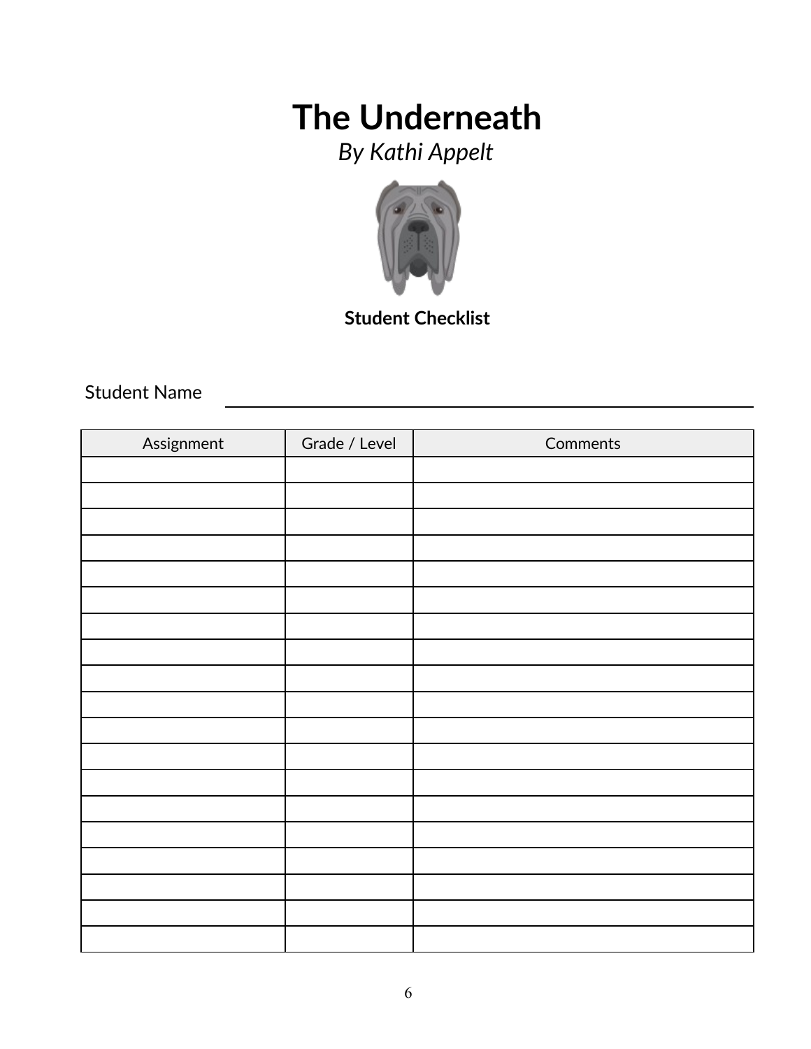# The Underneath

*By Kathi Appelt*

**Student Checklist**

Student Name ______________________________

| Assignment | Grade / Level | Comments |
|---|---|---|
| | | |
| | | |
| | | |
| | | |
| | | |
| | | |
| | | |
| | | |
| | | |
| | | |
| | | |
| | | |
| | | |
| | | |
| | | |
| | | |
| | | |
| | | |
| | | |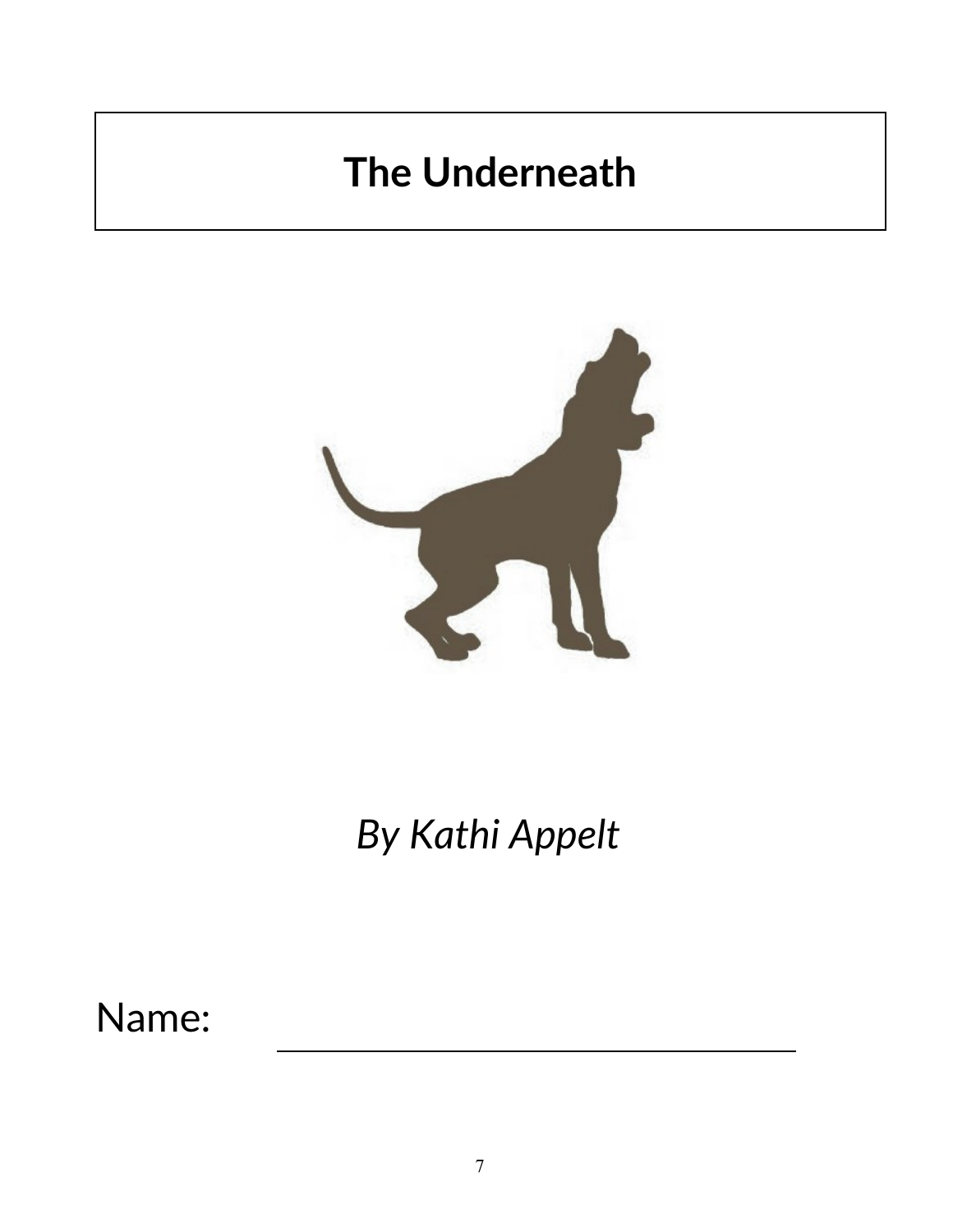# The Underneath

*By Kathi Appelt*

Name: ______________________________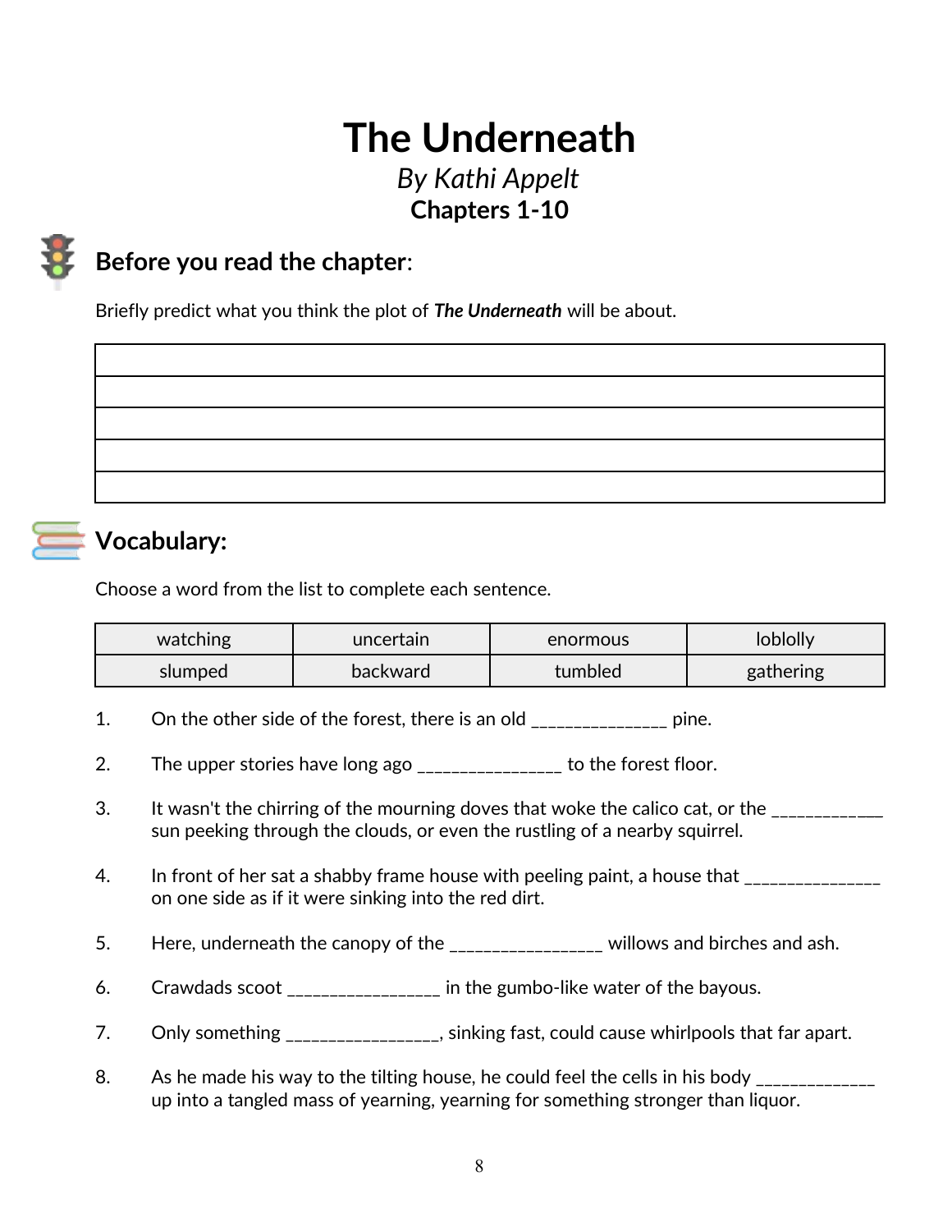# The Underneath

*By Kathi Appelt*

**Chapters 1-10**

## **Before you read the chapter**:

Briefly predict what you think the plot of ***The Underneath*** will be about.

| |
|---|
| |
| |
| |
| |
| |

## **Vocabulary:**

Choose a word from the list to complete each sentence.

| | | | |
|---|---|---|---|
| watching | uncertain | enormous | loblolly |
| slumped | backward | tumbled | gathering |

1. On the other side of the forest, there is an old _______________ pine.

2. The upper stories have long ago ________________ to the forest floor.

3. It wasn't the chirring of the mourning doves that woke the calico cat, or the ____________ sun peeking through the clouds, or even the rustling of a nearby squirrel.

4. In front of her sat a shabby frame house with peeling paint, a house that _______________ on one side as if it were sinking into the red dirt.

5. Here, underneath the canopy of the _________________ willows and birches and ash.

6. Crawdads scoot _________________ in the gumbo-like water of the bayous.

7. Only something _________________, sinking fast, could cause whirlpools that far apart.

8. As he made his way to the tilting house, he could feel the cells in his body _____________ up into a tangled mass of yearning, yearning for something stronger than liquor.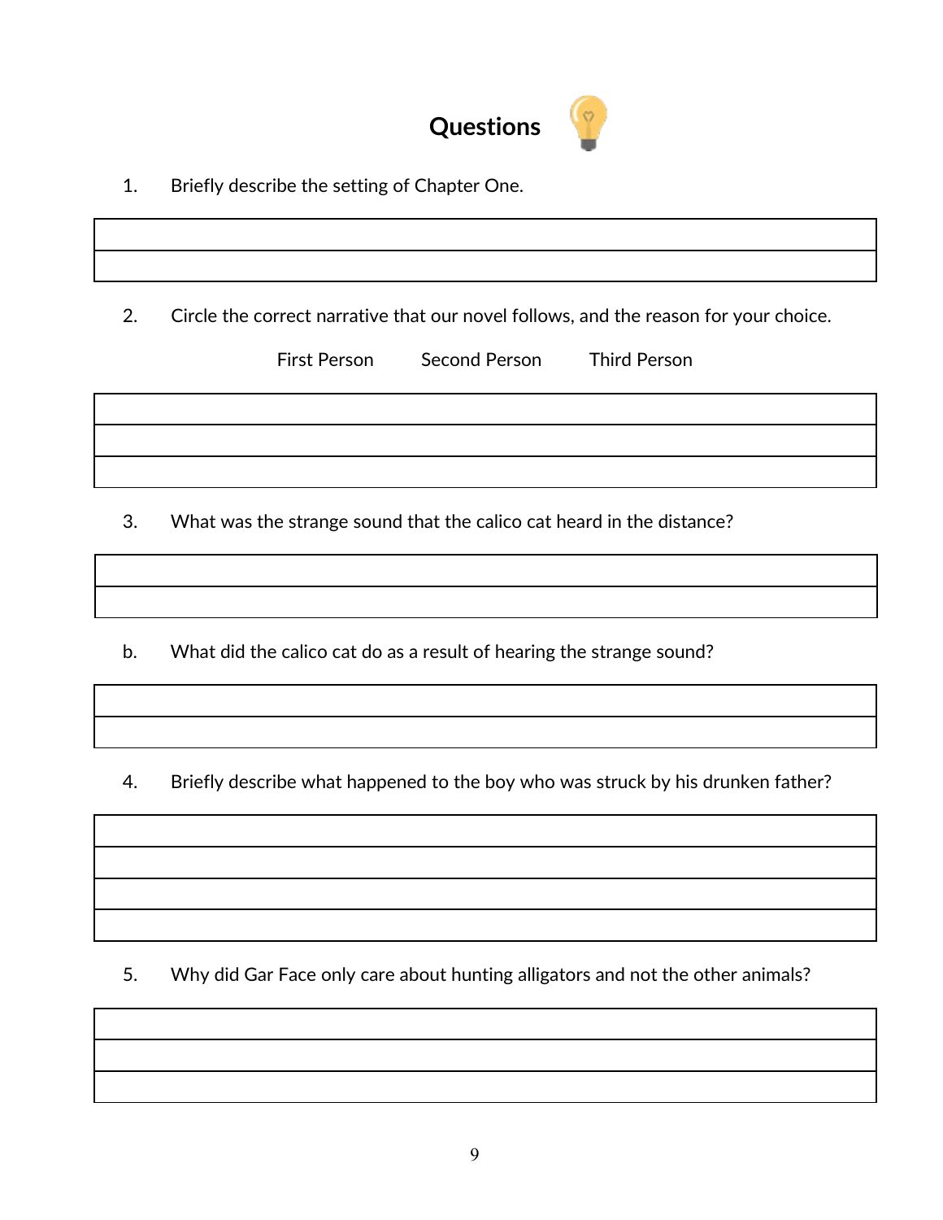# Questions

1. Briefly describe the setting of Chapter One.

2. Circle the correct narrative that our novel follows, and the reason for your choice.

   First Person    Second Person    Third Person

3. What was the strange sound that the calico cat heard in the distance?

   b. What did the calico cat do as a result of hearing the strange sound?

4. Briefly describe what happened to the boy who was struck by his drunken father?

5. Why did Gar Face only care about hunting alligators and not the other animals?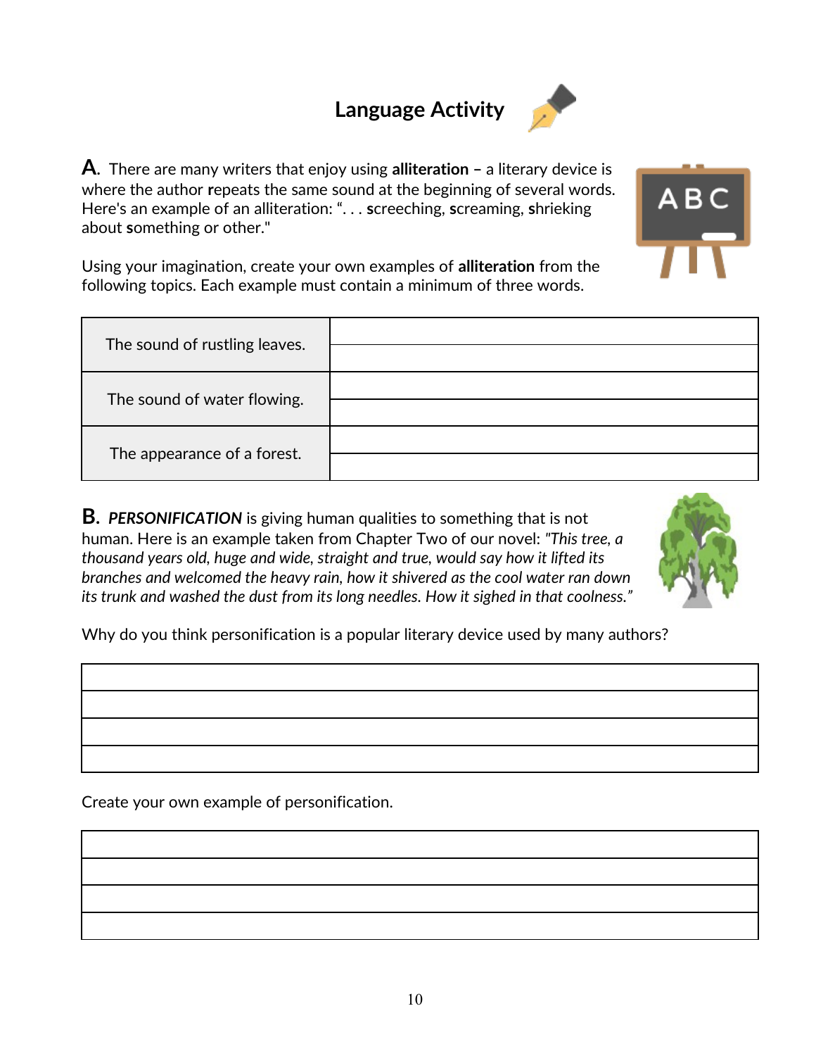# Language Activity

**A.** There are many writers that enjoy using **alliteration –** a literary device is where the author **r**epeats the same sound at the beginning of several words. Here's an example of an alliteration: ". . . **s**creeching, **s**creaming, **s**hrieking about **s**omething or other."

Using your imagination, create your own examples of **alliteration** from the following topics. Each example must contain a minimum of three words.

| | |
|---|---|
| The sound of rustling leaves. | |
| | |
| The sound of water flowing. | |
| | |
| The appearance of a forest. | |
| | |

**B.** ***PERSONIFICATION*** is giving human qualities to something that is not human. Here is an example taken from Chapter Two of our novel: *"This tree, a thousand years old, huge and wide, straight and true, would say how it lifted its branches and welcomed the heavy rain, how it shivered as the cool water ran down its trunk and washed the dust from its long needles. How it sighed in that coolness."*

Why do you think personification is a popular literary device used by many authors?

| |
|---|
| |
| |
| |
| |

Create your own example of personification.

| |
|---|
| |
| |
| |
| |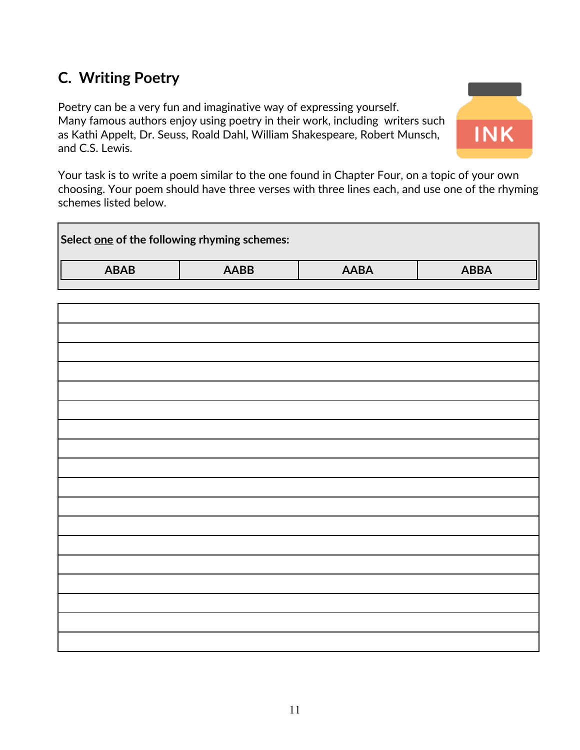## C. Writing Poetry

Poetry can be a very fun and imaginative way of expressing yourself. Many famous authors enjoy using poetry in their work, including writers such as Kathi Appelt, Dr. Seuss, Roald Dahl, William Shakespeare, Robert Munsch, and C.S. Lewis.

Your task is to write a poem similar to the one found in Chapter Four, on a topic of your own choosing. Your poem should have three verses with three lines each, and use one of the rhyming schemes listed below.

**Select one of the following rhyming schemes:**

| | | | |
|---|---|---|---|
| **ABAB** | **AABB** | **AABA** | **ABBA** |

| |
|---|
| |
| |
| |
| |
| |
| |
| |
| |
| |
| |
| |
| |
| |
| |
| |
| |
| |